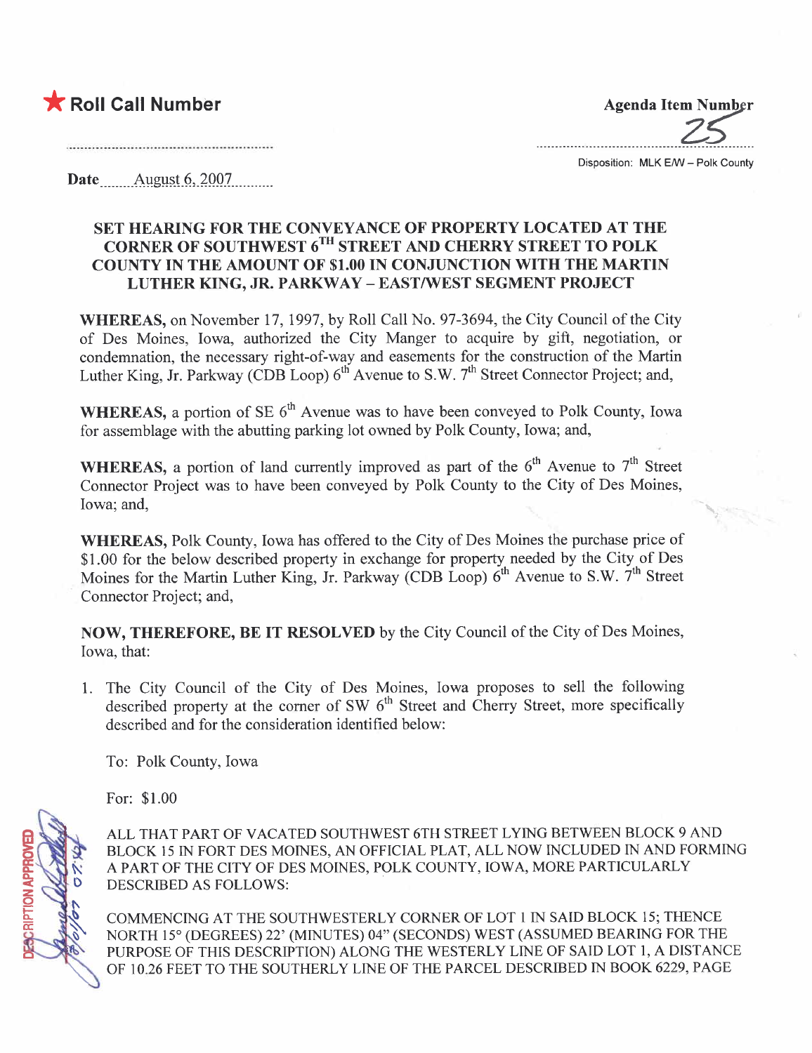★ **Roll Call Number**

**Agenda Item Number**

25

Disposition: MLK E/W – Polk County

**Date** August 6, 2007

**SET HEARING FOR THE CONVEYANCE OF PROPERTY LOCATED AT THE CORNER OF SOUTHWEST 6TH STREET AND CHERRY STREET TO POLK COUNTY IN THE AMOUNT OF $1.00 IN CONJUNCTION WITH THE MARTIN LUTHER KING, JR. PARKWAY – EAST/WEST SEGMENT PROJECT**

**WHEREAS,** on November 17, 1997, by Roll Call No. 97-3694, the City Council of the City of Des Moines, Iowa, authorized the City Manger to acquire by gift, negotiation, or condemnation, the necessary right-of-way and easements for the construction of the Martin Luther King, Jr. Parkway (CDB Loop) 6th Avenue to S.W. 7th Street Connector Project; and,

**WHEREAS,** a portion of SE 6th Avenue was to have been conveyed to Polk County, Iowa for assemblage with the abutting parking lot owned by Polk County, Iowa; and,

**WHEREAS,** a portion of land currently improved as part of the 6th Avenue to 7th Street Connector Project was to have been conveyed by Polk County to the City of Des Moines, Iowa; and,

**WHEREAS,** Polk County, Iowa has offered to the City of Des Moines the purchase price of $1.00 for the below described property in exchange for property needed by the City of Des Moines for the Martin Luther King, Jr. Parkway (CDB Loop) 6th Avenue to S.W. 7th Street Connector Project; and,

**NOW, THEREFORE, BE IT RESOLVED** by the City Council of the City of Des Moines, Iowa, that:

1. The City Council of the City of Des Moines, Iowa proposes to sell the following described property at the corner of SW 6th Street and Cherry Street, more specifically described and for the consideration identified below:

   To: Polk County, Iowa

   For: $1.00

   ALL THAT PART OF VACATED SOUTHWEST 6TH STREET LYING BETWEEN BLOCK 9 AND BLOCK 15 IN FORT DES MOINES, AN OFFICIAL PLAT, ALL NOW INCLUDED IN AND FORMING A PART OF THE CITY OF DES MOINES, POLK COUNTY, IOWA, MORE PARTICULARLY DESCRIBED AS FOLLOWS:

   COMMENCING AT THE SOUTHWESTERLY CORNER OF LOT 1 IN SAID BLOCK 15; THENCE NORTH 15° (DEGREES) 22' (MINUTES) 04" (SECONDS) WEST (ASSUMED BEARING FOR THE PURPOSE OF THIS DESCRIPTION) ALONG THE WESTERLY LINE OF SAID LOT 1, A DISTANCE OF 10.26 FEET TO THE SOUTHERLY LINE OF THE PARCEL DESCRIBED IN BOOK 6229, PAGE

DESCRIPTION APPROVED 8/01/07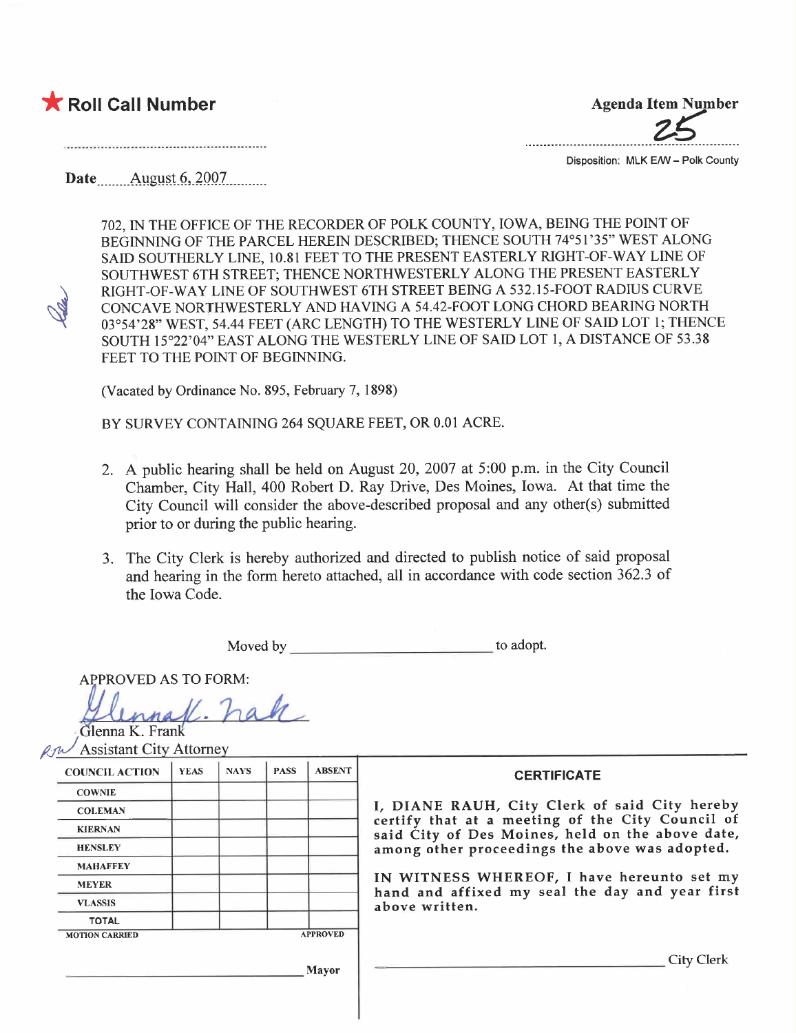★ **Roll Call Number**

**Agenda Item Number**

25

Disposition: MLK E/W – Polk County

**Date** August 6, 2007

702, IN THE OFFICE OF THE RECORDER OF POLK COUNTY, IOWA, BEING THE POINT OF BEGINNING OF THE PARCEL HEREIN DESCRIBED; THENCE SOUTH 74°51'35" WEST ALONG SAID SOUTHERLY LINE, 10.81 FEET TO THE PRESENT EASTERLY RIGHT-OF-WAY LINE OF SOUTHWEST 6TH STREET; THENCE NORTHWESTERLY ALONG THE PRESENT EASTERLY RIGHT-OF-WAY LINE OF SOUTHWEST 6TH STREET BEING A 532.15-FOOT RADIUS CURVE CONCAVE NORTHWESTERLY AND HAVING A 54.42-FOOT LONG CHORD BEARING NORTH 03°54'28" WEST, 54.44 FEET (ARC LENGTH) TO THE WESTERLY LINE OF SAID LOT 1; THENCE SOUTH 15°22'04" EAST ALONG THE WESTERLY LINE OF SAID LOT 1, A DISTANCE OF 53.38 FEET TO THE POINT OF BEGINNING.

(Vacated by Ordinance No. 895, February 7, 1898)

BY SURVEY CONTAINING 264 SQUARE FEET, OR 0.01 ACRE.

2. A public hearing shall be held on August 20, 2007 at 5:00 p.m. in the City Council Chamber, City Hall, 400 Robert D. Ray Drive, Des Moines, Iowa. At that time the City Council will consider the above-described proposal and any other(s) submitted prior to or during the public hearing.

3. The City Clerk is hereby authorized and directed to publish notice of said proposal and hearing in the form hereto attached, all in accordance with code section 362.3 of the Iowa Code.

Moved by \_\_\_\_\_\_\_\_\_\_\_\_\_\_\_\_\_\_\_\_\_\_\_\_\_\_ to adopt.

APPROVED AS TO FORM:

Glenna K. Frank
Assistant City Attorney

| COUNCIL ACTION | YEAS | NAYS | PASS | ABSENT |
|---|---|---|---|---|
| COWNIE | | | | |
| COLEMAN | | | | |
| KIERNAN | | | | |
| HENSLEY | | | | |
| MAHAFFEY | | | | |
| MEYER | | | | |
| VLASSIS | | | | |
| TOTAL | | | | |
| MOTION CARRIED | | | | APPROVED |

\_\_\_\_\_\_\_\_\_\_\_\_\_\_\_\_\_\_\_\_\_\_\_\_\_\_ Mayor

**CERTIFICATE**

I, DIANE RAUH, City Clerk of said City hereby certify that at a meeting of the City Council of said City of Des Moines, held on the above date, among other proceedings the above was adopted.

IN WITNESS WHEREOF, I have hereunto set my hand and affixed my seal the day and year first above written.

\_\_\_\_\_\_\_\_\_\_\_\_\_\_\_\_\_\_\_\_\_\_\_\_\_\_ City Clerk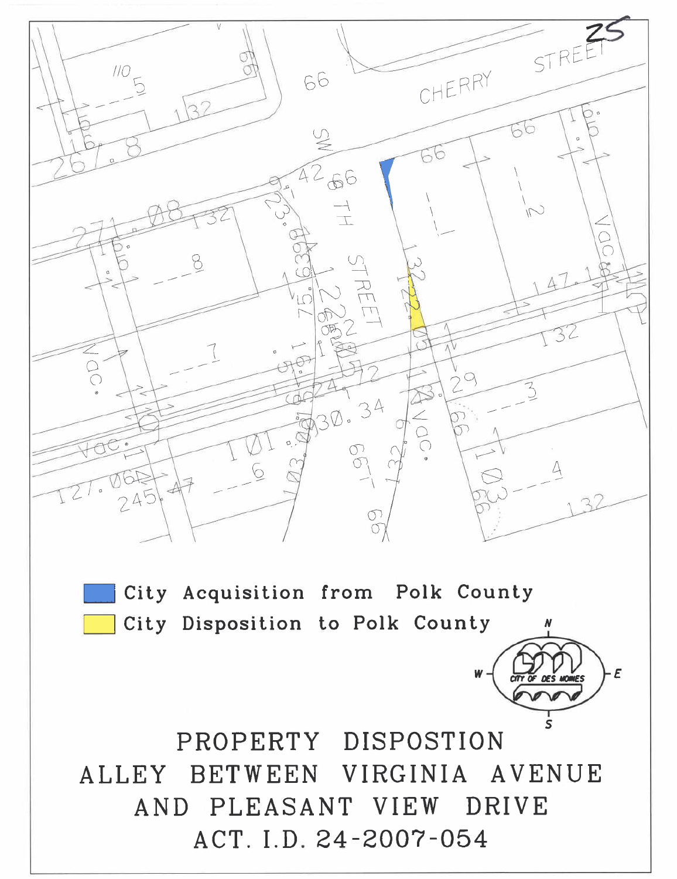25

CITY ACQUISITION FROM POLK COUNTY

CITY DISPOSITION TO POLK COUNTY

# PROPERTY DISPOSTION
# ALLEY BETWEEN VIRGINIA AVENUE AND PLEASANT VIEW DRIVE
# ACT. I.D. 24-2007-054